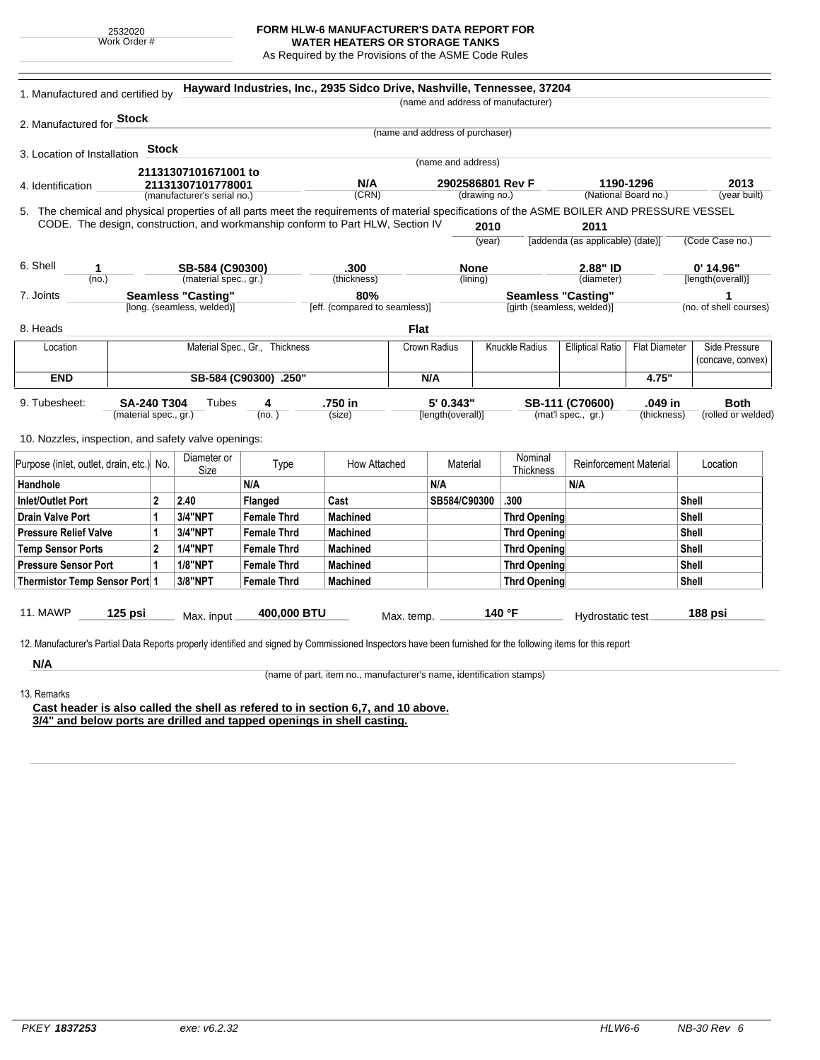2532020
Work Order #

**FORM HLW-6 MANUFACTURER'S DATA REPORT FOR WATER HEATERS OR STORAGE TANKS**
As Required by the Provisions of the ASME Code Rules

1. Manufactured and certified by **Hayward Industries, Inc., 2935 Sidco Drive, Nashville, Tennessee, 37204**
(name and address of manufacturer)

2. Manufactured for **Stock**
(name and address of purchaser)

3. Location of Installation **Stock**
(name and address)

4. Identification **21131307101671001 to 21131307101778001** (manufacturer's serial no.) **N/A** (CRN) **2902586801 Rev F** (drawing no.) **1190-1296** (National Board no.) **2013** (year built)

5. The chemical and physical properties of all parts meet the requirements of material specifications of the ASME BOILER AND PRESSURE VESSEL CODE. The design, construction, and workmanship conform to Part HLW, Section IV **2010** (year) **2011** [addenda (as applicable) (date)] (Code Case no.)

6. Shell **1** (no.) **SB-584 (C90300)** (material spec., gr.) **.300** (thickness) **None** (lining) **2.88" ID** (diameter) **0' 14.96"** [length(overall)]

7. Joints **Seamless "Casting"** [long. (seamless, welded)] **80%** [eff. (compared to seamless)] **Seamless "Casting"** [girth (seamless, welded)] **1** (no. of shell courses)

8. Heads **Flat**

| Location | Material Spec., Gr., Thickness | Crown Radius | Knuckle Radius | Elliptical Ratio | Flat Diameter | Side Pressure (concave, convex) |
|---|---|---|---|---|---|---|
| **END** | **SB-584 (C90300) .250"** | **N/A** | | | **4.75"** | |

9. Tubesheet: **SA-240 T304** (material spec., gr.) Tubes **4** (no.) **.750 in** (size) **5' 0.343"** [length(overall)] **SB-111 (C70600)** (mat'l spec., gr.) **.049 in** (thickness) **Both** (rolled or welded)

10. Nozzles, inspection, and safety valve openings:

| Purpose (inlet, outlet, drain, etc.) | No. | Diameter or Size | Type | How Attached | Material | Nominal Thickness | Reinforcement Material | Location |
|---|---|---|---|---|---|---|---|---|
| **Handhole** | | | **N/A** | | **N/A** | | **N/A** | |
| **Inlet/Outlet Port** | **2** | **2.40** | **Flanged** | **Cast** | **SB584/C90300** | **.300** | | **Shell** |
| **Drain Valve Port** | **1** | **3/4"NPT** | **Female Thrd** | **Machined** | | **Thrd Opening** | | **Shell** |
| **Pressure Relief Valve** | **1** | **3/4"NPT** | **Female Thrd** | **Machined** | | **Thrd Opening** | | **Shell** |
| **Temp Sensor Ports** | **2** | **1/4"NPT** | **Female Thrd** | **Machined** | | **Thrd Opening** | | **Shell** |
| **Pressure Sensor Port** | **1** | **1/8"NPT** | **Female Thrd** | **Machined** | | **Thrd Opening** | | **Shell** |
| **Thermistor Temp Sensor Port** | **1** | **3/8"NPT** | **Female Thrd** | **Machined** | | **Thrd Opening** | | **Shell** |

11. MAWP **125 psi** Max. input **400,000 BTU** Max. temp. **140 °F** Hydrostatic test **188 psi**

12. Manufacturer's Partial Data Reports properly identified and signed by Commissioned Inspectors have been furnished for the following items for this report

**N/A**
(name of part, item no., manufacturer's name, identification stamps)

13. Remarks

**Cast header is also called the shell as refered to in section 6,7, and 10 above.**
**3/4" and below ports are drilled and tapped openings in shell casting.**

PKEY **1837253** exe: v6.2.32 HLW6-6 NB-30 Rev 6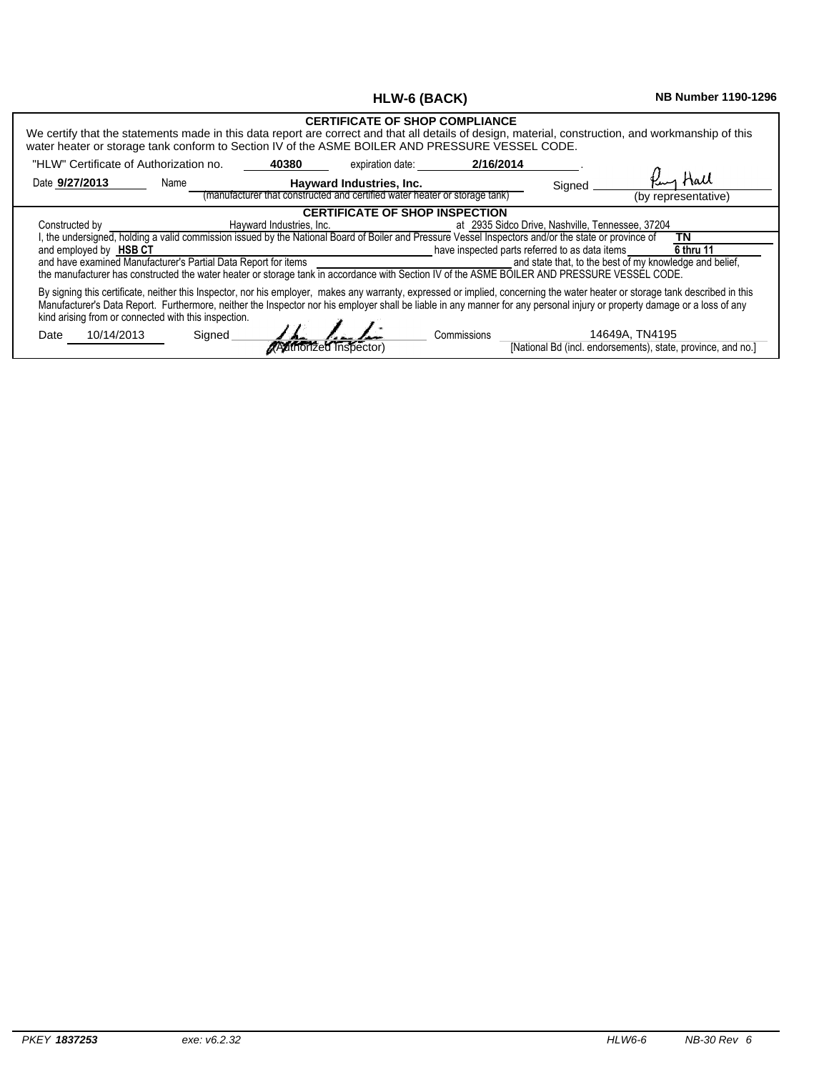## HLW-6 (BACK)

**NB Number 1190-1296**

### CERTIFICATE OF SHOP COMPLIANCE

We certify that the statements made in this data report are correct and that all details of design, material, construction, and workmanship of this water heater or storage tank conform to Section IV of the ASME BOILER AND PRESSURE VESSEL CODE.

"HLW" Certificate of Authorization no. **40380** expiration date: **2/16/2014** .

Date **9/27/2013** Name **Hayward Industries, Inc.** (manufacturer that constructed and certified water heater or storage tank) Signed Ray Hall (by representative)

### CERTIFICATE OF SHOP INSPECTION

Constructed by Hayward Industries, Inc. at 2935 Sidco Drive, Nashville, Tennessee, 37204

I, the undersigned, holding a valid commission issued by the National Board of Boiler and Pressure Vessel Inspectors and/or the state or province of **TN** and employed by **HSB CT** have inspected parts referred to as data items **6 thru 11** and have examined Manufacturer's Partial Data Report for items ______ and state that, to the best of my knowledge and belief, the manufacturer has constructed the water heater or storage tank in accordance with Section IV of the ASME BOILER AND PRESSURE VESSEL CODE.

By signing this certificate, neither this Inspector, nor his employer, makes any warranty, expressed or implied, concerning the water heater or storage tank described in this Manufacturer's Data Report. Furthermore, neither the Inspector nor his employer shall be liable in any manner for any personal injury or property damage or a loss of any kind arising from or connected with this inspection.

Date 10/14/2013 Signed ______ (Authorized Inspector) Commissions 14649A, TN4195 [National Bd (incl. endorsements), state, province, and no.]

PKEY **1837253** exe: v6.2.32 HLW6-6 NB-30 Rev 6